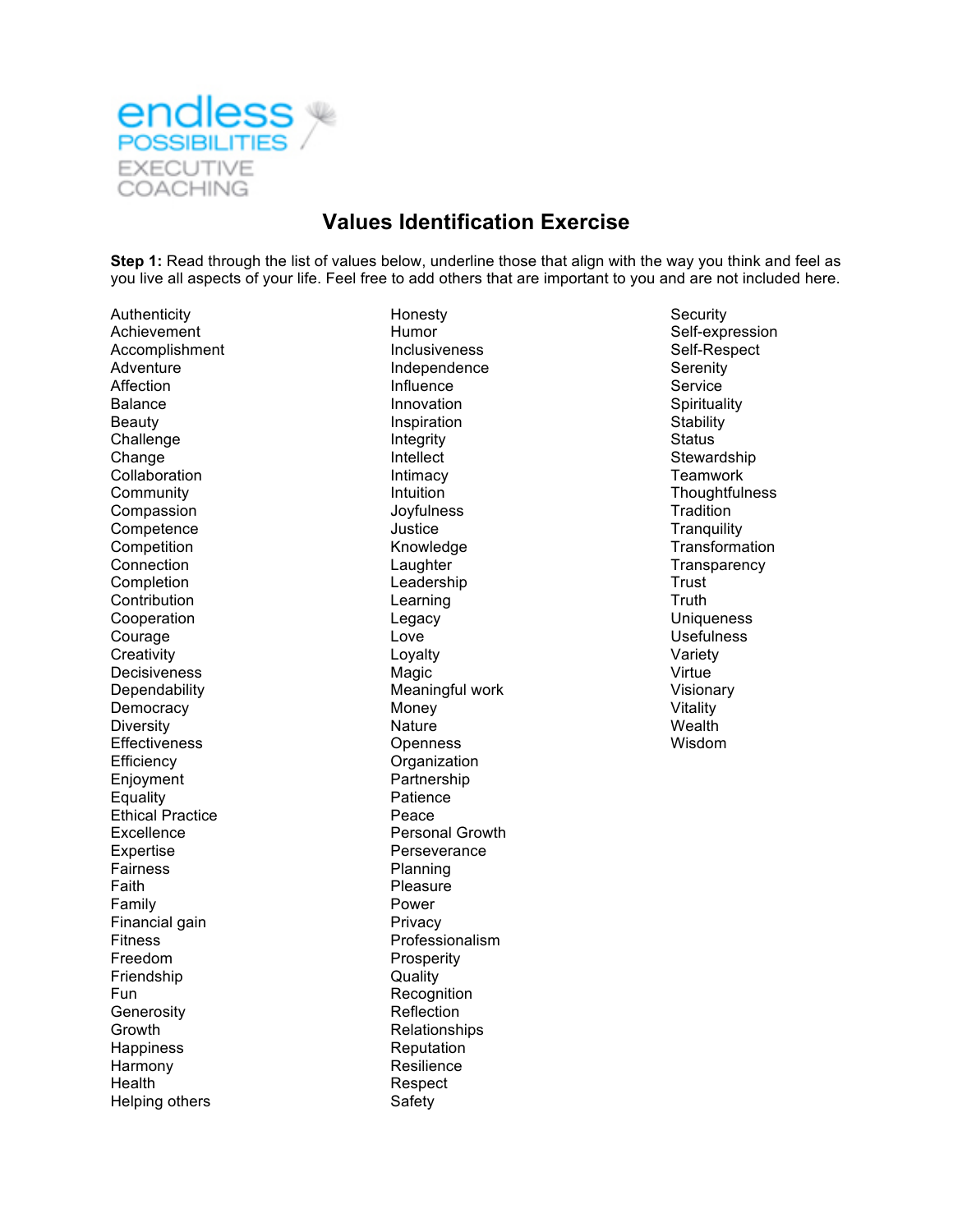endless POSSIBILITIES EXECUTIVE COACHING

# Values Identification Exercise

**Step 1:** Read through the list of values below, underline those that align with the way you think and feel as you live all aspects of your life. Feel free to add others that are important to you and are not included here.

Authenticity
Achievement
Accomplishment
Adventure
Affection
Balance
Beauty
Challenge
Change
Collaboration
Community
Compassion
Competence
Competition
Connection
Completion
Contribution
Cooperation
Courage
Creativity
Decisiveness
Dependability
Democracy
Diversity
Effectiveness
Efficiency
Enjoyment
Equality
Ethical Practice
Excellence
Expertise
Fairness
Faith
Family
Financial gain
Fitness
Freedom
Friendship
Fun
Generosity
Growth
Happiness
Harmony
Health
Helping others

Honesty
Humor
Inclusiveness
Independence
Influence
Innovation
Inspiration
Integrity
Intellect
Intimacy
Intuition
Joyfulness
Justice
Knowledge
Laughter
Leadership
Learning
Legacy
Love
Loyalty
Magic
Meaningful work
Money
Nature
Openness
Organization
Partnership
Patience
Peace
Personal Growth
Perseverance
Planning
Pleasure
Power
Privacy
Professionalism
Prosperity
Quality
Recognition
Reflection
Relationships
Reputation
Resilience
Respect
Safety

Security
Self-expression
Self-Respect
Serenity
Service
Spirituality
Stability
Status
Stewardship
Teamwork
Thoughtfulness
Tradition
Tranquility
Transformation
Transparency
Trust
Truth
Uniqueness
Usefulness
Variety
Virtue
Visionary
Vitality
Wealth
Wisdom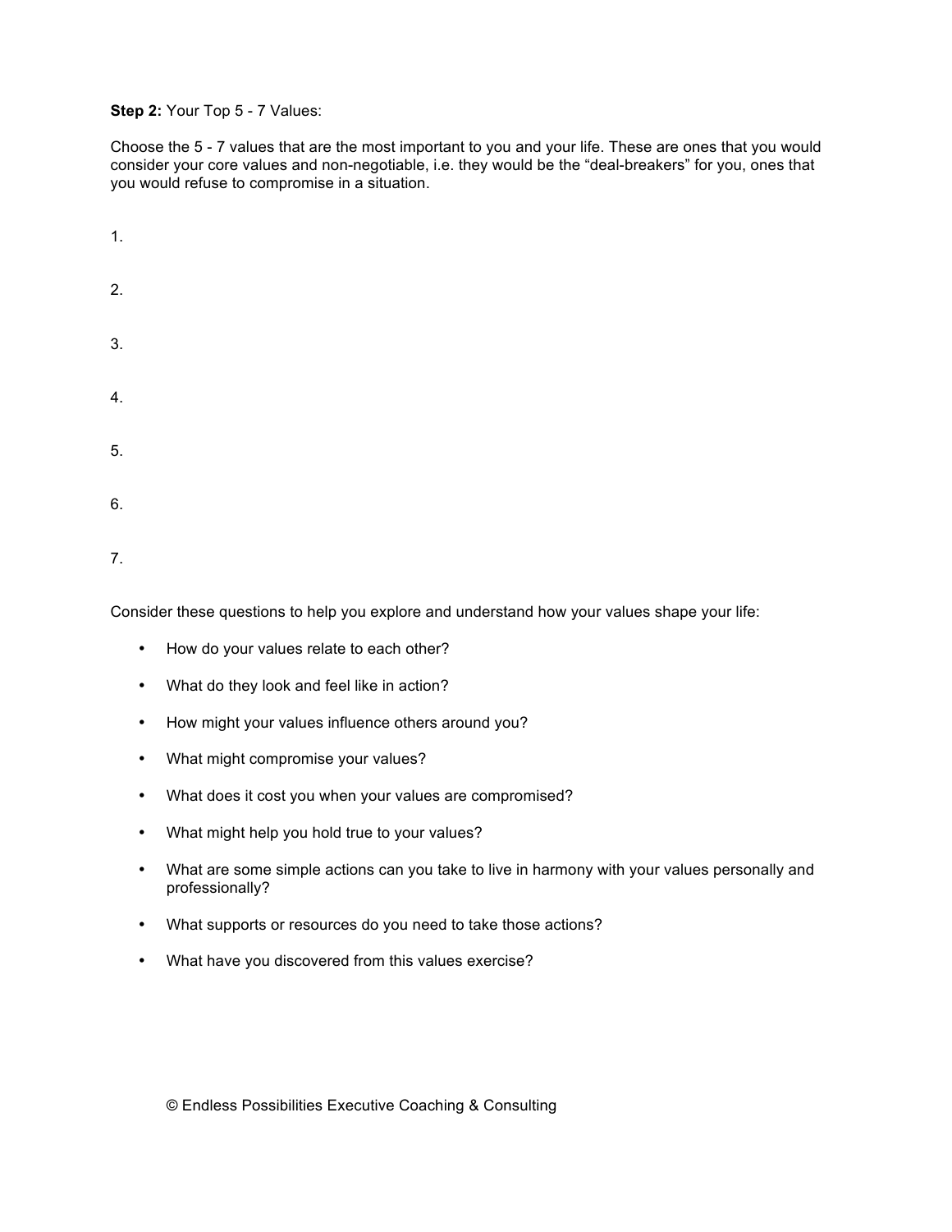**Step 2:** Your Top 5 - 7 Values:

Choose the 5 - 7 values that are the most important to you and your life. These are ones that you would consider your core values and non-negotiable, i.e. they would be the "deal-breakers" for you, ones that you would refuse to compromise in a situation.

1.

2.

3.

4.

5.

6.

7.

Consider these questions to help you explore and understand how your values shape your life:

- How do your values relate to each other?
- What do they look and feel like in action?
- How might your values influence others around you?
- What might compromise your values?
- What does it cost you when your values are compromised?
- What might help you hold true to your values?
- What are some simple actions can you take to live in harmony with your values personally and professionally?
- What supports or resources do you need to take those actions?
- What have you discovered from this values exercise?

© Endless Possibilities Executive Coaching & Consulting